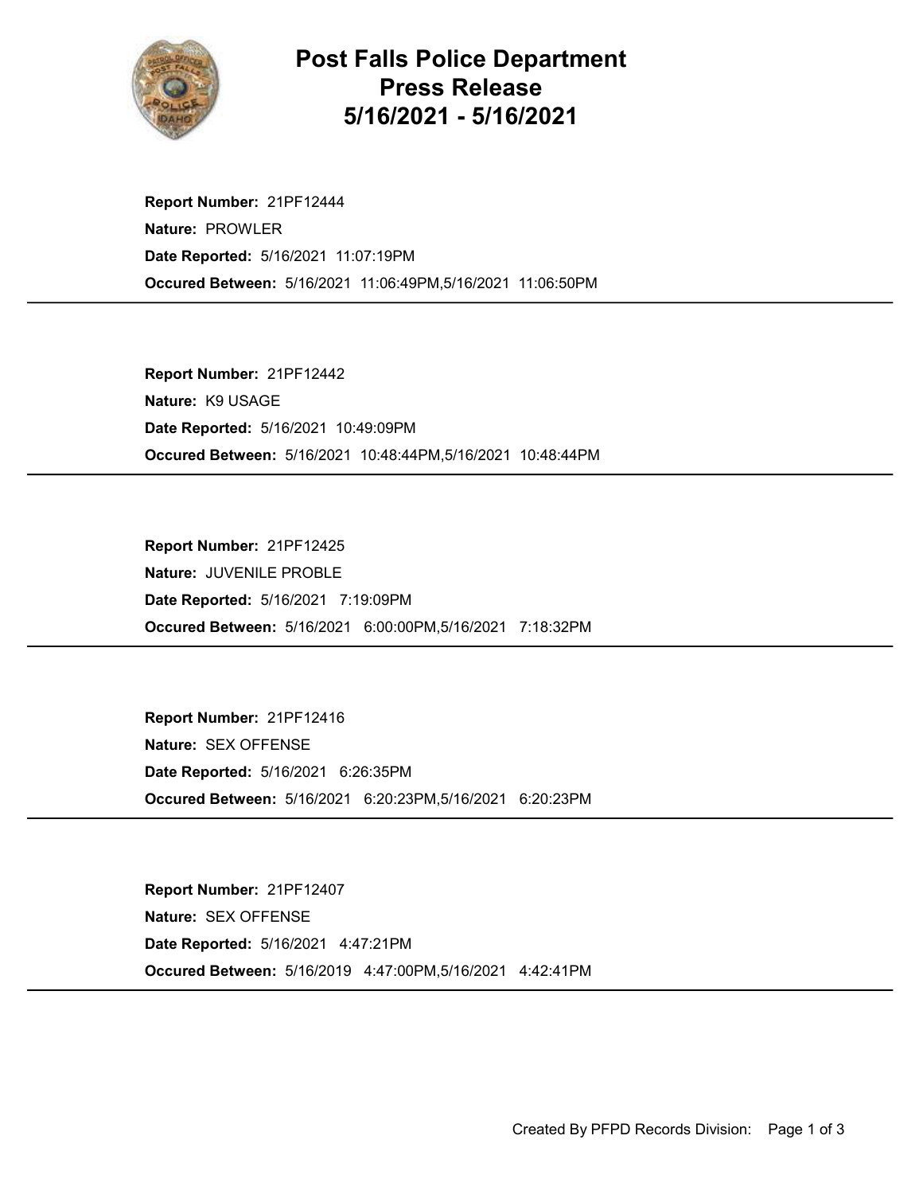# Post Falls Police Department
# Press Release
# 5/16/2021 - 5/16/2021

**Report Number:** 21PF12444
**Nature:** PROWLER
**Date Reported:** 5/16/2021 11:07:19PM
**Occured Between:** 5/16/2021 11:06:49PM,5/16/2021 11:06:50PM

---

**Report Number:** 21PF12442
**Nature:** K9 USAGE
**Date Reported:** 5/16/2021 10:49:09PM
**Occured Between:** 5/16/2021 10:48:44PM,5/16/2021 10:48:44PM

---

**Report Number:** 21PF12425
**Nature:** JUVENILE PROBLE
**Date Reported:** 5/16/2021 7:19:09PM
**Occured Between:** 5/16/2021 6:00:00PM,5/16/2021 7:18:32PM

---

**Report Number:** 21PF12416
**Nature:** SEX OFFENSE
**Date Reported:** 5/16/2021 6:26:35PM
**Occured Between:** 5/16/2021 6:20:23PM,5/16/2021 6:20:23PM

---

**Report Number:** 21PF12407
**Nature:** SEX OFFENSE
**Date Reported:** 5/16/2021 4:47:21PM
**Occured Between:** 5/16/2019 4:47:00PM,5/16/2021 4:42:41PM

---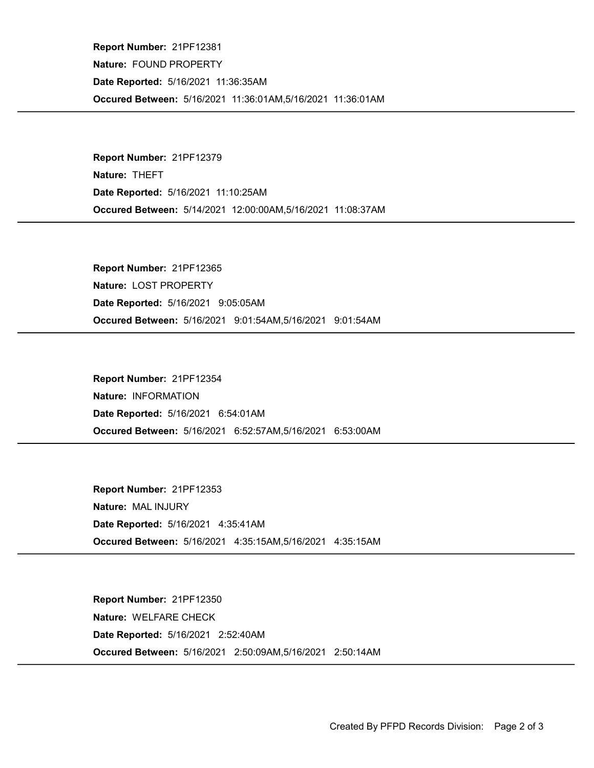**Report Number:** 21PF12381
**Nature:** FOUND PROPERTY
**Date Reported:** 5/16/2021 11:36:35AM
**Occured Between:** 5/16/2021 11:36:01AM,5/16/2021 11:36:01AM

---

**Report Number:** 21PF12379
**Nature:** THEFT
**Date Reported:** 5/16/2021 11:10:25AM
**Occured Between:** 5/14/2021 12:00:00AM,5/16/2021 11:08:37AM

---

**Report Number:** 21PF12365
**Nature:** LOST PROPERTY
**Date Reported:** 5/16/2021 9:05:05AM
**Occured Between:** 5/16/2021 9:01:54AM,5/16/2021 9:01:54AM

---

**Report Number:** 21PF12354
**Nature:** INFORMATION
**Date Reported:** 5/16/2021 6:54:01AM
**Occured Between:** 5/16/2021 6:52:57AM,5/16/2021 6:53:00AM

---

**Report Number:** 21PF12353
**Nature:** MAL INJURY
**Date Reported:** 5/16/2021 4:35:41AM
**Occured Between:** 5/16/2021 4:35:15AM,5/16/2021 4:35:15AM

---

**Report Number:** 21PF12350
**Nature:** WELFARE CHECK
**Date Reported:** 5/16/2021 2:52:40AM
**Occured Between:** 5/16/2021 2:50:09AM,5/16/2021 2:50:14AM

---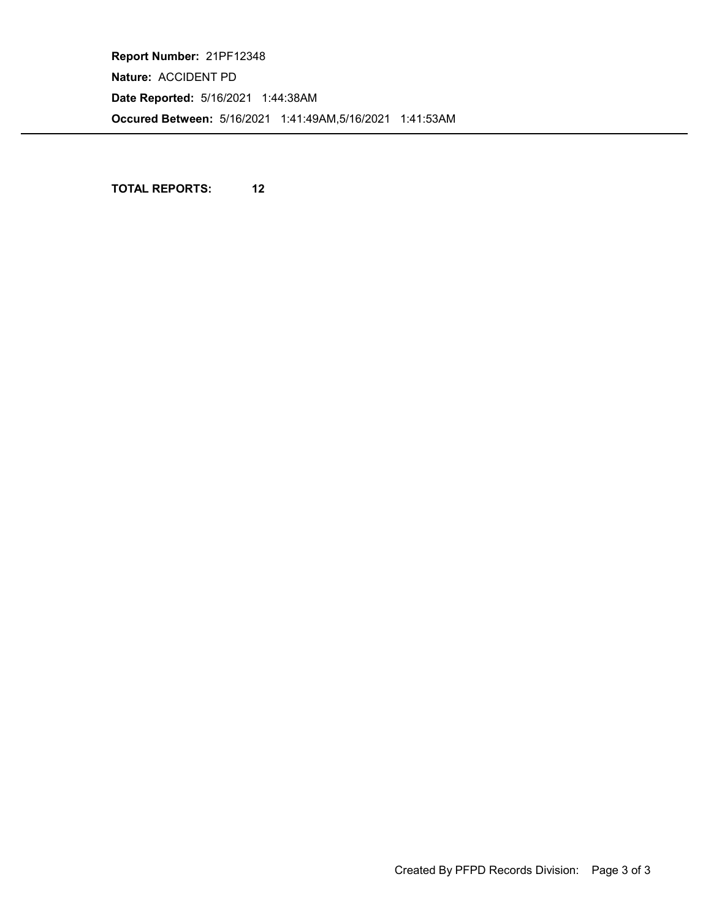**Report Number:** 21PF12348

**Nature:** ACCIDENT PD

**Date Reported:** 5/16/2021 1:44:38AM

**Occured Between:** 5/16/2021 1:41:49AM,5/16/2021 1:41:53AM

---

**TOTAL REPORTS: 12**